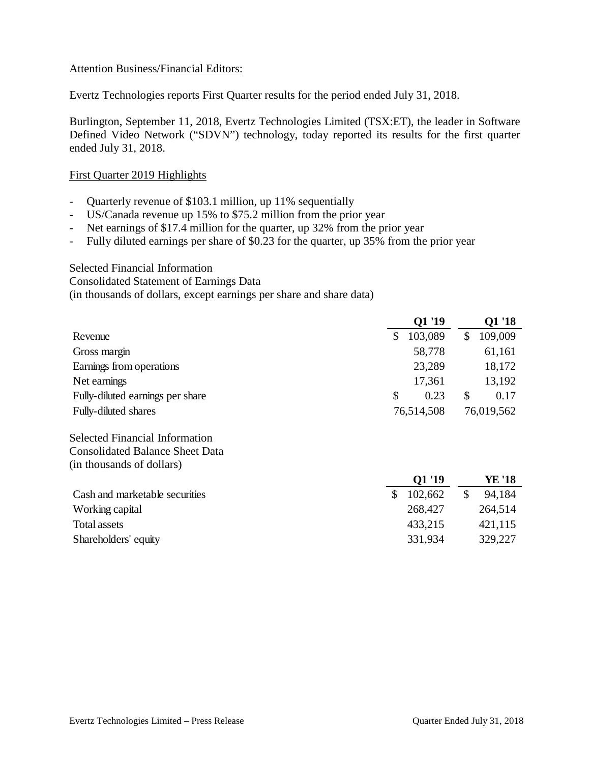Attention Business/Financial Editors:

Evertz Technologies reports First Quarter results for the period ended July 31, 2018.

Burlington, September 11, 2018, Evertz Technologies Limited (TSX:ET), the leader in Software Defined Video Network ("SDVN") technology, today reported its results for the first quarter ended July 31, 2018.

## First Quarter 2019 Highlights

- Quarterly revenue of $103.1 million, up 11% sequentially
- US/Canada revenue up 15% to $75.2 million from the prior year
- Net earnings of $17.4 million for the quarter, up 32% from the prior year
- Fully diluted earnings per share of $0.23 for the quarter, up 35% from the prior year

Selected Financial Information
Consolidated Statement of Earnings Data
(in thousands of dollars, except earnings per share and share data)

| | Q1 '19 | Q1 '18 |
|---|---|---|
| Revenue | $ 103,089 | $ 109,009 |
| Gross margin | 58,778 | 61,161 |
| Earnings from operations | 23,289 | 18,172 |
| Net earnings | 17,361 | 13,192 |
| Fully-diluted earnings per share | $ 0.23 | $ 0.17 |
| Fully-diluted shares | 76,514,508 | 76,019,562 |

Selected Financial Information
Consolidated Balance Sheet Data
(in thousands of dollars)

| | Q1 '19 | YE '18 |
|---|---|---|
| Cash and marketable securities | $ 102,662 | $ 94,184 |
| Working capital | 268,427 | 264,514 |
| Total assets | 433,215 | 421,115 |
| Shareholders' equity | 331,934 | 329,227 |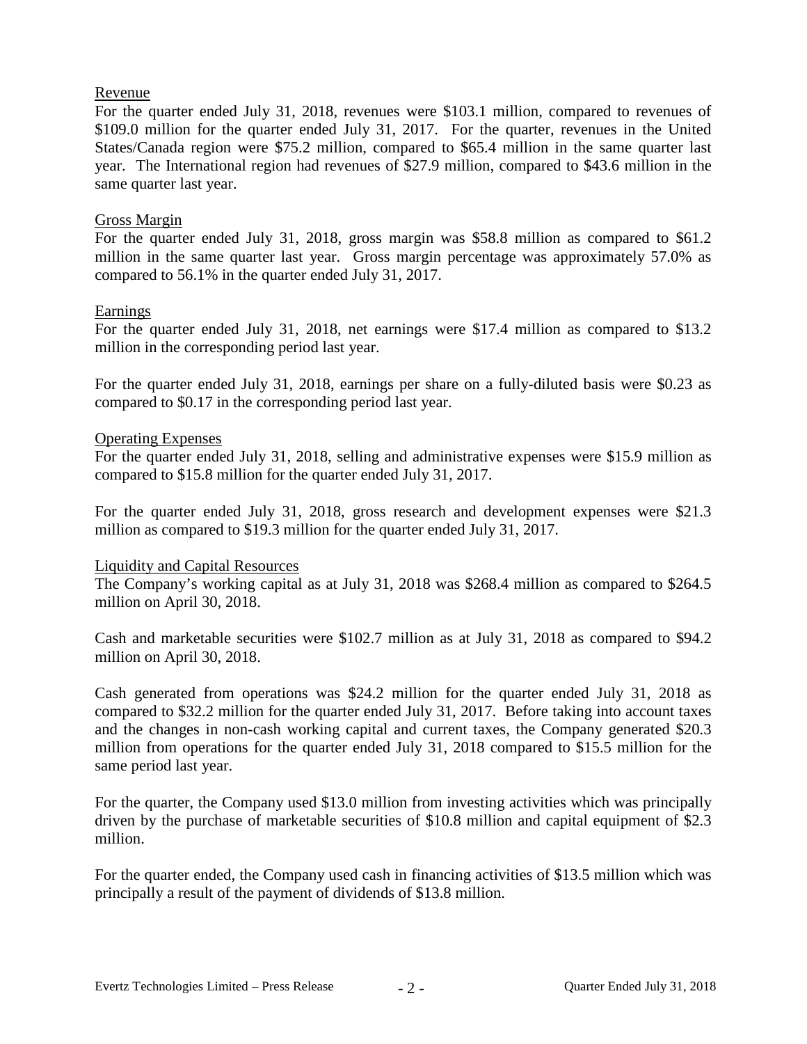## Revenue

For the quarter ended July 31, 2018, revenues were $103.1 million, compared to revenues of $109.0 million for the quarter ended July 31, 2017. For the quarter, revenues in the United States/Canada region were $75.2 million, compared to $65.4 million in the same quarter last year. The International region had revenues of $27.9 million, compared to $43.6 million in the same quarter last year.

## Gross Margin

For the quarter ended July 31, 2018, gross margin was $58.8 million as compared to $61.2 million in the same quarter last year. Gross margin percentage was approximately 57.0% as compared to 56.1% in the quarter ended July 31, 2017.

## Earnings

For the quarter ended July 31, 2018, net earnings were $17.4 million as compared to $13.2 million in the corresponding period last year.

For the quarter ended July 31, 2018, earnings per share on a fully-diluted basis were $0.23 as compared to $0.17 in the corresponding period last year.

## Operating Expenses

For the quarter ended July 31, 2018, selling and administrative expenses were $15.9 million as compared to $15.8 million for the quarter ended July 31, 2017.

For the quarter ended July 31, 2018, gross research and development expenses were $21.3 million as compared to $19.3 million for the quarter ended July 31, 2017.

## Liquidity and Capital Resources

The Company's working capital as at July 31, 2018 was $268.4 million as compared to $264.5 million on April 30, 2018.

Cash and marketable securities were $102.7 million as at July 31, 2018 as compared to $94.2 million on April 30, 2018.

Cash generated from operations was $24.2 million for the quarter ended July 31, 2018 as compared to $32.2 million for the quarter ended July 31, 2017. Before taking into account taxes and the changes in non-cash working capital and current taxes, the Company generated $20.3 million from operations for the quarter ended July 31, 2018 compared to $15.5 million for the same period last year.

For the quarter, the Company used $13.0 million from investing activities which was principally driven by the purchase of marketable securities of $10.8 million and capital equipment of $2.3 million.

For the quarter ended, the Company used cash in financing activities of $13.5 million which was principally a result of the payment of dividends of $13.8 million.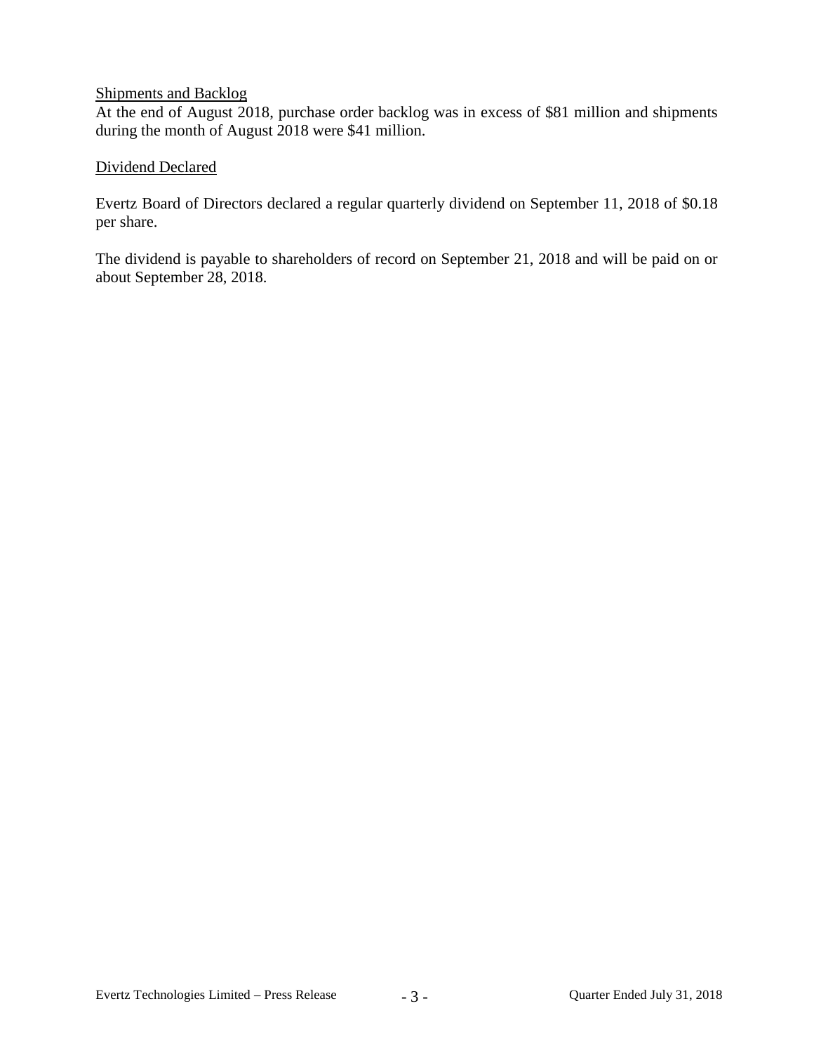## Shipments and Backlog

At the end of August 2018, purchase order backlog was in excess of $81 million and shipments during the month of August 2018 were $41 million.

## Dividend Declared

Evertz Board of Directors declared a regular quarterly dividend on September 11, 2018 of $0.18 per share.

The dividend is payable to shareholders of record on September 21, 2018 and will be paid on or about September 28, 2018.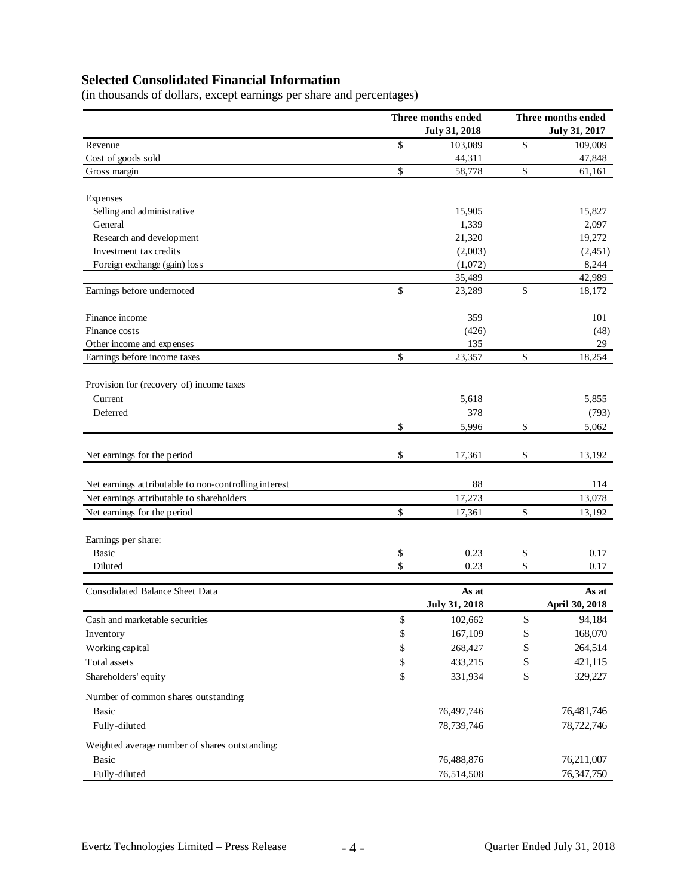## Selected Consolidated Financial Information

(in thousands of dollars, except earnings per share and percentages)

| | Three months ended July 31, 2018 | Three months ended July 31, 2017 |
|---|---|---|
| Revenue | $ 103,089 | $ 109,009 |
| Cost of goods sold | 44,311 | 47,848 |
| Gross margin | $ 58,778 | $ 61,161 |
| | | |
| Expenses | | |
| Selling and administrative | 15,905 | 15,827 |
| General | 1,339 | 2,097 |
| Research and development | 21,320 | 19,272 |
| Investment tax credits | (2,003) | (2,451) |
| Foreign exchange (gain) loss | (1,072) | 8,244 |
| | 35,489 | 42,989 |
| Earnings before undernoted | $ 23,289 | $ 18,172 |
| | | |
| Finance income | 359 | 101 |
| Finance costs | (426) | (48) |
| Other income and expenses | 135 | 29 |
| Earnings before income taxes | $ 23,357 | $ 18,254 |
| | | |
| Provision for (recovery of) income taxes | | |
| Current | 5,618 | 5,855 |
| Deferred | 378 | (793) |
| | $ 5,996 | $ 5,062 |
| | | |
| Net earnings for the period | $ 17,361 | $ 13,192 |
| | | |
| Net earnings attributable to non-controlling interest | 88 | 114 |
| Net earnings attributable to shareholders | 17,273 | 13,078 |
| Net earnings for the period | $ 17,361 | $ 13,192 |
| | | |
| Earnings per share: | | |
| Basic | $ 0.23 | $ 0.17 |
| Diluted | $ 0.23 | $ 0.17 |

| Consolidated Balance Sheet Data | As at July 31, 2018 | As at April 30, 2018 |
|---|---|---|
| Cash and marketable securities | $ 102,662 | $ 94,184 |
| Inventory | $ 167,109 | $ 168,070 |
| Working capital | $ 268,427 | $ 264,514 |
| Total assets | $ 433,215 | $ 421,115 |
| Shareholders' equity | $ 331,934 | $ 329,227 |
| | | |
| Number of common shares outstanding: | | |
| Basic | 76,497,746 | 76,481,746 |
| Fully-diluted | 78,739,746 | 78,722,746 |
| | | |
| Weighted average number of shares outstanding: | | |
| Basic | 76,488,876 | 76,211,007 |
| Fully-diluted | 76,514,508 | 76,347,750 |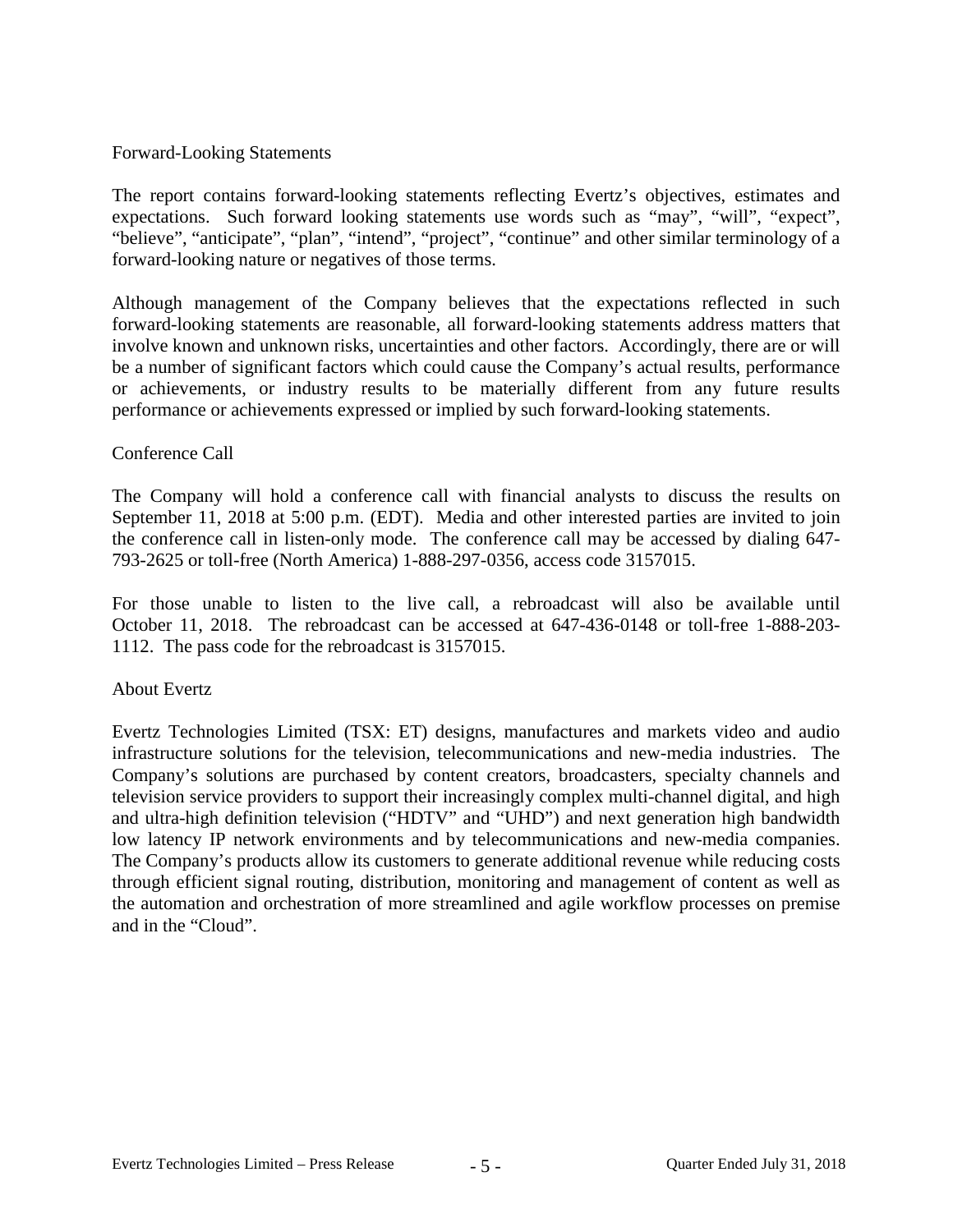## Forward-Looking Statements

The report contains forward-looking statements reflecting Evertz's objectives, estimates and expectations. Such forward looking statements use words such as "may", "will", "expect", "believe", "anticipate", "plan", "intend", "project", "continue" and other similar terminology of a forward-looking nature or negatives of those terms.

Although management of the Company believes that the expectations reflected in such forward-looking statements are reasonable, all forward-looking statements address matters that involve known and unknown risks, uncertainties and other factors. Accordingly, there are or will be a number of significant factors which could cause the Company's actual results, performance or achievements, or industry results to be materially different from any future results performance or achievements expressed or implied by such forward-looking statements.

## Conference Call

The Company will hold a conference call with financial analysts to discuss the results on September 11, 2018 at 5:00 p.m. (EDT). Media and other interested parties are invited to join the conference call in listen-only mode. The conference call may be accessed by dialing 647-793-2625 or toll-free (North America) 1-888-297-0356, access code 3157015.

For those unable to listen to the live call, a rebroadcast will also be available until October 11, 2018. The rebroadcast can be accessed at 647-436-0148 or toll-free 1-888-203-1112. The pass code for the rebroadcast is 3157015.

## About Evertz

Evertz Technologies Limited (TSX: ET) designs, manufactures and markets video and audio infrastructure solutions for the television, telecommunications and new-media industries. The Company's solutions are purchased by content creators, broadcasters, specialty channels and television service providers to support their increasingly complex multi-channel digital, and high and ultra-high definition television ("HDTV" and "UHD") and next generation high bandwidth low latency IP network environments and by telecommunications and new-media companies. The Company's products allow its customers to generate additional revenue while reducing costs through efficient signal routing, distribution, monitoring and management of content as well as the automation and orchestration of more streamlined and agile workflow processes on premise and in the "Cloud".